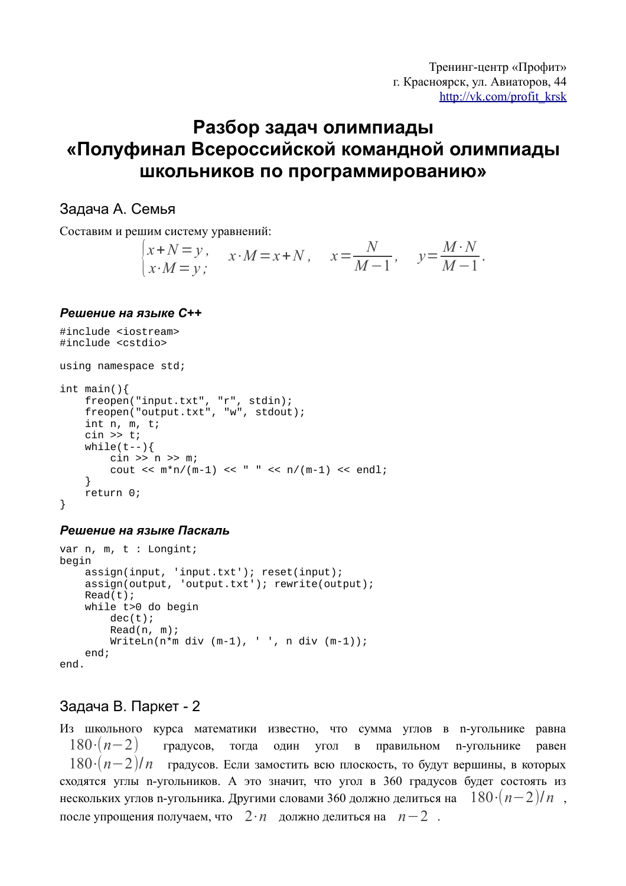Тренинг-центр «Профит»
г. Красноярск, ул. Авиаторов, 44
http://vk.com/profit_krsk

# Разбор задач олимпиады «Полуфинал Всероссийской командной олимпиады школьников по программированию»

## Задача A. Семья

Составим и решим систему уравнений:

$$\begin{cases} x+N=y, \\ x \cdot M = y; \end{cases} \quad x \cdot M = x + N, \quad x = \frac{N}{M-1}, \quad y = \frac{M \cdot N}{M-1}.$$

### *Решение на языке C++*

```
#include <iostream>
#include <cstdio>

using namespace std;

int main(){
    freopen("input.txt", "r", stdin);
    freopen("output.txt", "w", stdout);
    int n, m, t;
    cin >> t;
    while(t--){
        cin >> n >> m;
        cout << m*n/(m-1) << " " << n/(m-1) << endl;
    }
    return 0;
}
```

### *Решение на языке Паскаль*

```
var n, m, t : Longint;
begin
    assign(input, 'input.txt'); reset(input);
    assign(output, 'output.txt'); rewrite(output);
    Read(t);
    while t>0 do begin
        dec(t);
        Read(n, m);
        WriteLn(n*m div (m-1), ' ', n div (m-1));
    end;
end.
```

## Задача B. Паркет - 2

Из школьного курса математики известно, что сумма углов в n-угольнике равна $180 \cdot (n-2)$ градусов, тогда один угол в правильном n-угольнике равен $180 \cdot (n-2)/n$ градусов. Если замостить всю плоскость, то будут вершины, в которых сходятся углы n-угольников. А это значит, что угол в 360 градусов будет состоять из нескольких углов n-угольника. Другими словами 360 должно делиться на $180 \cdot (n-2)/n$, после упрощения получаем, что $2 \cdot n$ должно делиться на $n-2$.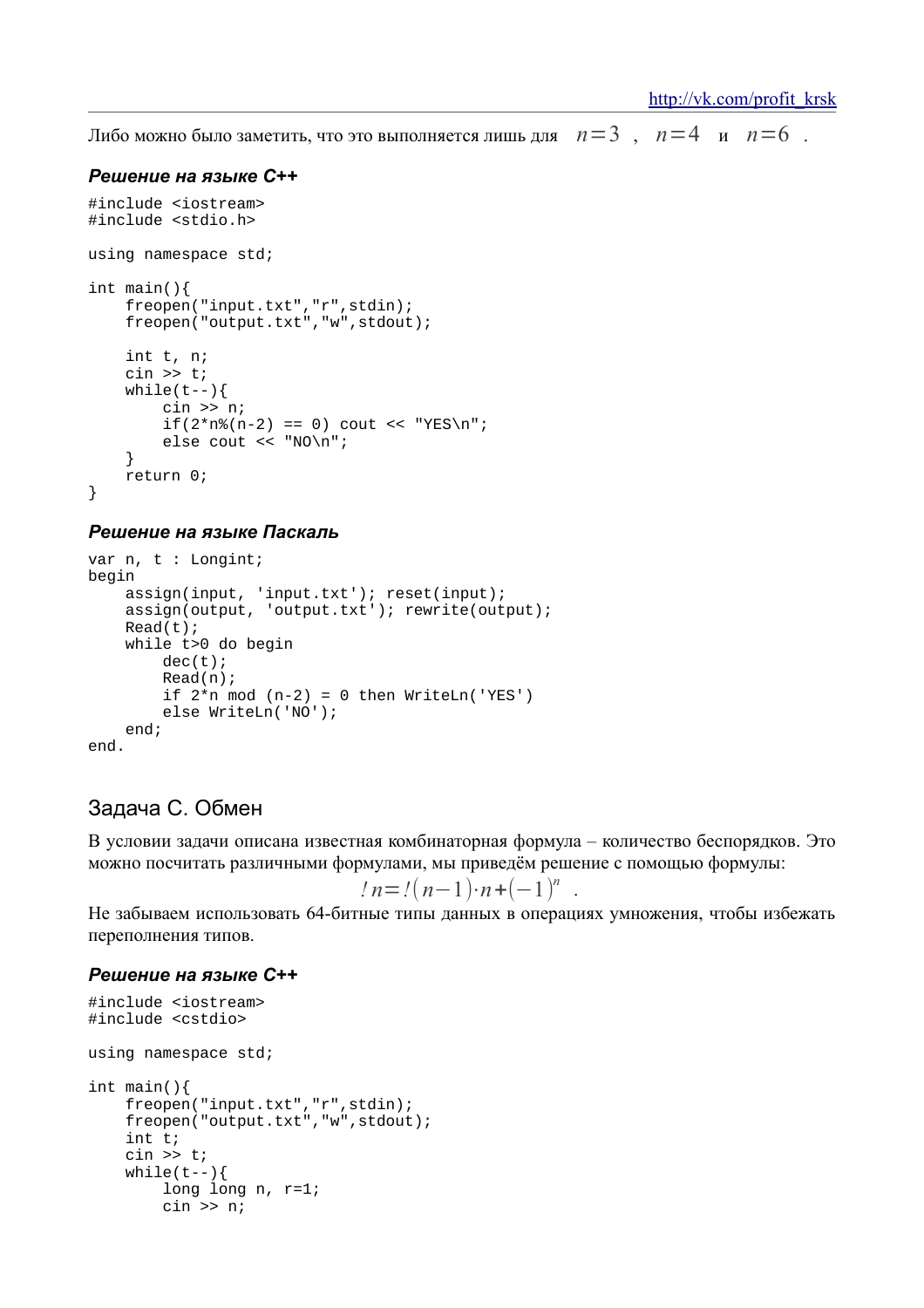Либо можно было заметить, что это выполняется лишь для $n=3$ , $n=4$ и $n=6$ .

#### *Решение на языке C++*

```
#include <iostream>
#include <stdio.h>

using namespace std;

int main(){
    freopen("input.txt","r",stdin);
    freopen("output.txt","w",stdout);

    int t, n;
    cin >> t;
    while(t--){
        cin >> n;
        if(2*n%(n-2) == 0) cout << "YES\n";
        else cout << "NO\n";
    }
    return 0;
}
```

#### *Решение на языке Паскаль*

```
var n, t : Longint;
begin
    assign(input, 'input.txt'); reset(input);
    assign(output, 'output.txt'); rewrite(output);
    Read(t);
    while t>0 do begin
        dec(t);
        Read(n);
        if 2*n mod (n-2) = 0 then WriteLn('YES')
        else WriteLn('NO');
    end;
end.
```

## Задача C. Обмен

В условии задачи описана известная комбинаторная формула – количество беспорядков. Это можно посчитать различными формулами, мы приведём решение с помощью формулы:

$$!n = !(n-1)\cdot n + (-1)^n \ .$$

Не забываем использовать 64-битные типы данных в операциях умножения, чтобы избежать переполнения типов.

#### *Решение на языке C++*

```
#include <iostream>
#include <cstdio>

using namespace std;

int main(){
    freopen("input.txt","r",stdin);
    freopen("output.txt","w",stdout);
    int t;
    cin >> t;
    while(t--){
        long long n, r=1;
        cin >> n;
```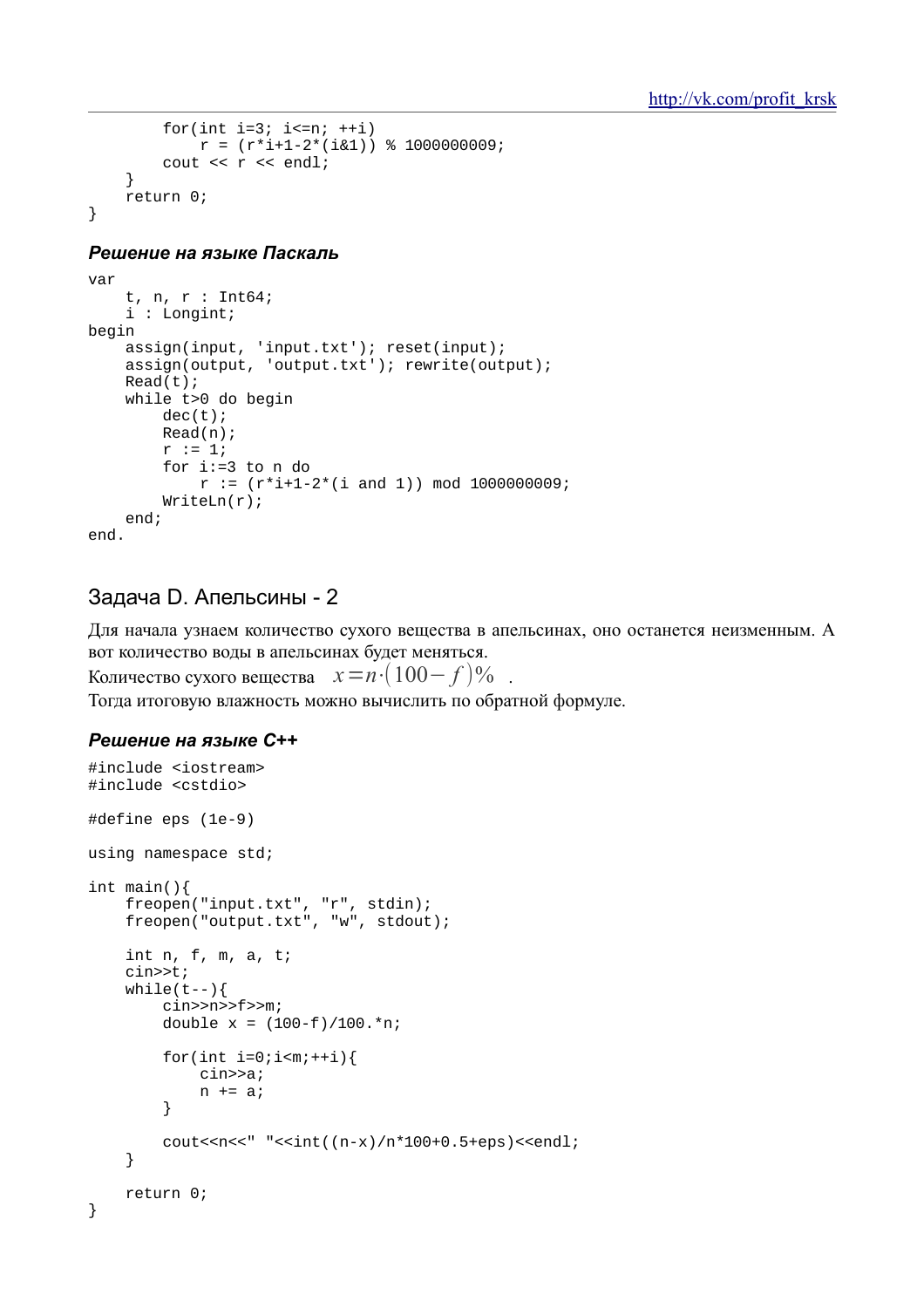```
        for(int i=3; i<=n; ++i)
            r = (r*i+1-2*(i&1)) % 1000000009;
        cout << r << endl;
    }
    return 0;
}
```

#### *Решение на языке Паскаль*

```
var
    t, n, r : Int64;
    i : Longint;
begin
    assign(input, 'input.txt'); reset(input);
    assign(output, 'output.txt'); rewrite(output);
    Read(t);
    while t>0 do begin
        dec(t);
        Read(n);
        r := 1;
        for i:=3 to n do
            r := (r*i+1-2*(i and 1)) mod 1000000009;
        WriteLn(r);
    end;
end.
```

## Задача D. Апельсины - 2

Для начала узнаем количество сухого вещества в апельсинах, оно останется неизменным. А вот количество воды в апельсинах будет меняться.

Количество сухого вещества $x = n \cdot (100 - f)\%$ .

Тогда итоговую влажность можно вычислить по обратной формуле.

#### *Решение на языке C++*

```
#include <iostream>
#include <cstdio>

#define eps (1e-9)

using namespace std;

int main(){
    freopen("input.txt", "r", stdin);
    freopen("output.txt", "w", stdout);

    int n, f, m, a, t;
    cin>>t;
    while(t--){
        cin>>n>>f>>m;
        double x = (100-f)/100.*n;

        for(int i=0;i<m;++i){
            cin>>a;
            n += a;
        }

        cout<<n<<" "<<int((n-x)/n*100+0.5+eps)<<endl;
    }

    return 0;
}
```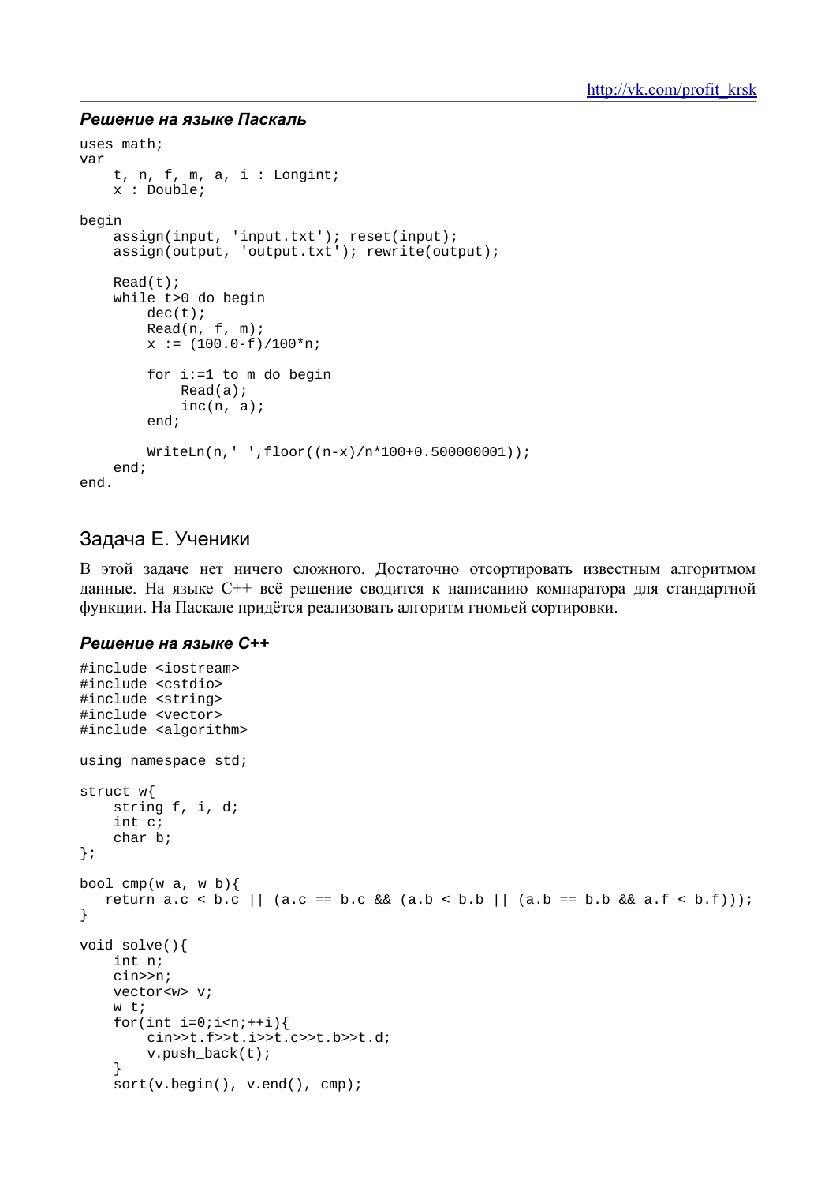### *Решение на языке Паскаль*

```
uses math;
var
    t, n, f, m, a, i : Longint;
    x : Double;

begin
    assign(input, 'input.txt'); reset(input);
    assign(output, 'output.txt'); rewrite(output);

    Read(t);
    while t>0 do begin
        dec(t);
        Read(n, f, m);
        x := (100.0-f)/100*n;

        for i:=1 to m do begin
            Read(a);
            inc(n, a);
        end;

        WriteLn(n,' ',floor((n-x)/n*100+0.500000001));
    end;
end.
```

## Задача E. Ученики

В этой задаче нет ничего сложного. Достаточно отсортировать известным алгоритмом данные. На языке C++ всё решение сводится к написанию компаратора для стандартной функции. На Паскале придётся реализовать алгоритм гномьей сортировки.

### *Решение на языке C++*

```
#include <iostream>
#include <cstdio>
#include <string>
#include <vector>
#include <algorithm>

using namespace std;

struct w{
    string f, i, d;
    int c;
    char b;
};

bool cmp(w a, w b){
   return a.c < b.c || (a.c == b.c && (a.b < b.b || (a.b == b.b && a.f < b.f)));
}

void solve(){
    int n;
    cin>>n;
    vector<w> v;
    w t;
    for(int i=0;i<n;++i){
        cin>>t.f>>t.i>>t.c>>t.b>>t.d;
        v.push_back(t);
    }
    sort(v.begin(), v.end(), cmp);
```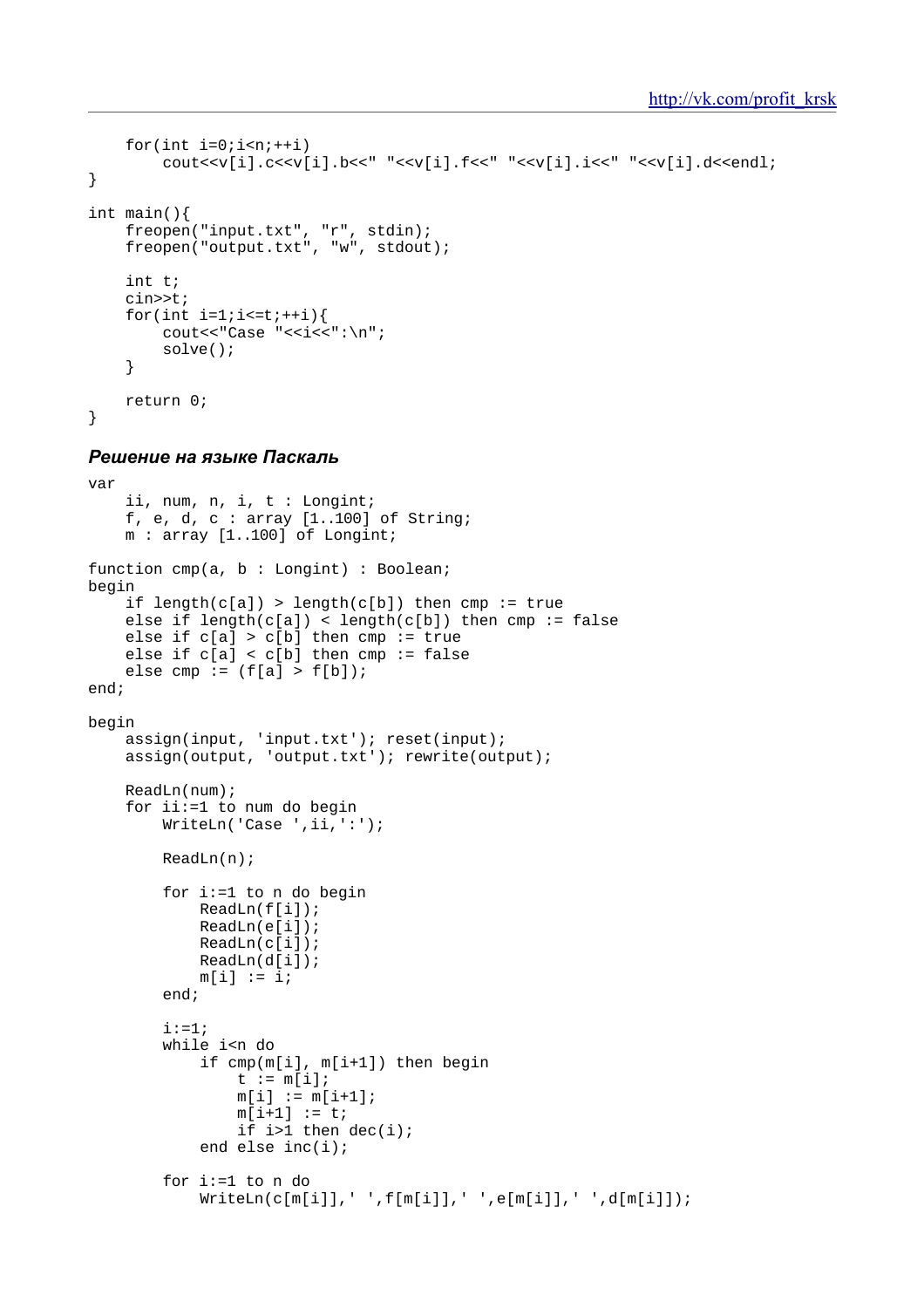```
    for(int i=0;i<n;++i)
        cout<<v[i].c<<v[i].b<<" "<<v[i].f<<" "<<v[i].i<<" "<<v[i].d<<endl;
}

int main(){
    freopen("input.txt", "r", stdin);
    freopen("output.txt", "w", stdout);

    int t;
    cin>>t;
    for(int i=1;i<=t;++i){
        cout<<"Case "<<i<<":\n";
        solve();
    }

    return 0;
}
```

### *Решение на языке Паскаль*

```
var
    ii, num, n, i, t : Longint;
    f, e, d, c : array [1..100] of String;
    m : array [1..100] of Longint;

function cmp(a, b : Longint) : Boolean;
begin
    if length(c[a]) > length(c[b]) then cmp := true
    else if length(c[a]) < length(c[b]) then cmp := false
    else if c[a] > c[b] then cmp := true
    else if c[a] < c[b] then cmp := false
    else cmp := (f[a] > f[b]);
end;

begin
    assign(input, 'input.txt'); reset(input);
    assign(output, 'output.txt'); rewrite(output);

    ReadLn(num);
    for ii:=1 to num do begin
        WriteLn('Case ',ii,':');

        ReadLn(n);

        for i:=1 to n do begin
            ReadLn(f[i]);
            ReadLn(e[i]);
            ReadLn(c[i]);
            ReadLn(d[i]);
            m[i] := i;
        end;

        i:=1;
        while i<n do
            if cmp(m[i], m[i+1]) then begin
                t := m[i];
                m[i] := m[i+1];
                m[i+1] := t;
                if i>1 then dec(i);
            end else inc(i);

        for i:=1 to n do
            WriteLn(c[m[i]],' ',f[m[i]],' ',e[m[i]],' ',d[m[i]]);
```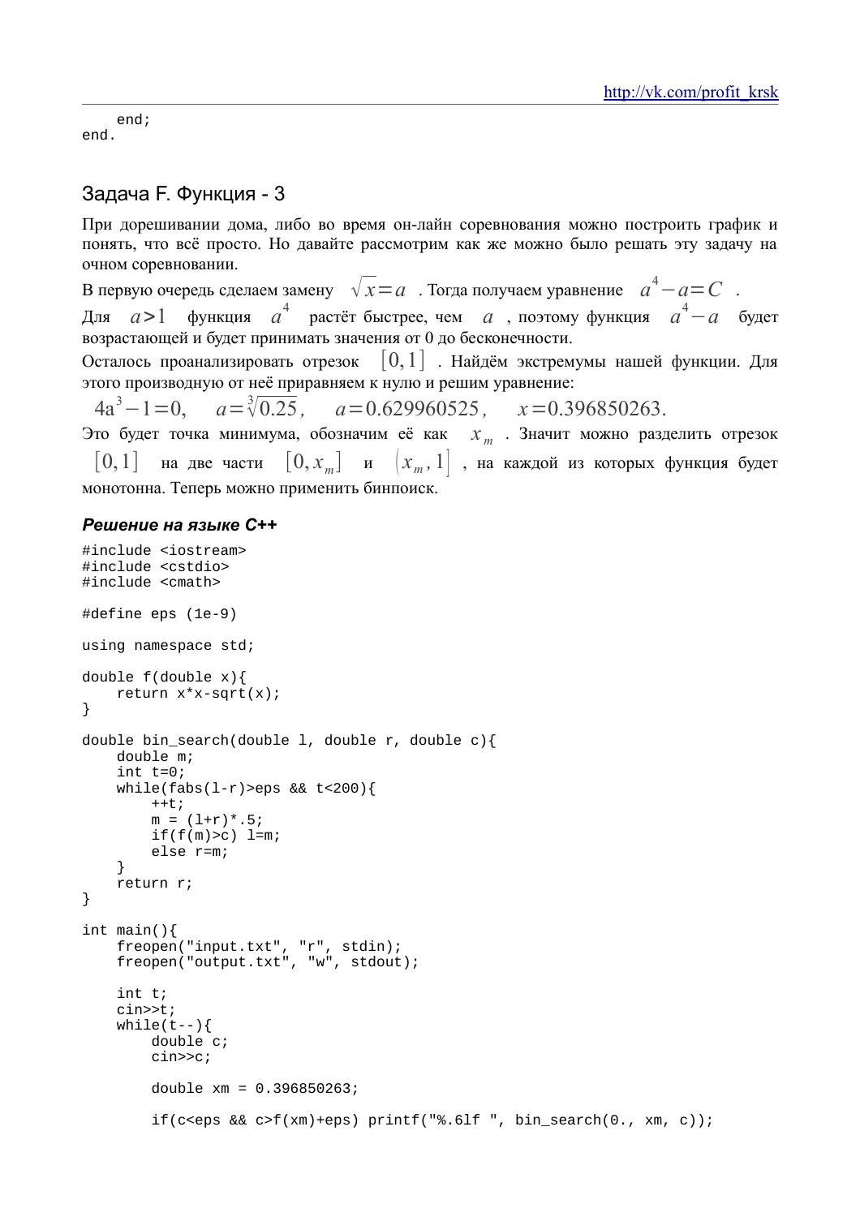```
    end;
end.
```

## Задача F. Функция - 3

При дорешивании дома, либо во время он-лайн соревнования можно построить график и понять, что всё просто. Но давайте рассмотрим как же можно было решать эту задачу на очном соревновании.

В первую очередь сделаем замену $\sqrt{x}=a$ . Тогда получаем уравнение $a^4-a=C$ .

Для $a>1$ функция $a^4$ растёт быстрее, чем $a$ , поэтому функция $a^4-a$ будет возрастающей и будет принимать значения от 0 до бесконечности.

Осталось проанализировать отрезок $[0,1]$ . Найдём экстремумы нашей функции. Для этого производную от неё приравняем к нулю и решим уравнение:

$$4a^3-1=0,\quad a=\sqrt[3]{0.25},\quad a=0.629960525,\quad x=0.396850263.$$

Это будет точка минимума, обозначим её как $x_m$ . Значит можно разделить отрезок $[0,1]$ на две части $[0,x_m]$ и $(x_m,1]$ , на каждой из которых функция будет монотонна. Теперь можно применить бинпоиск.

### *Решение на языке C++*

```cpp
#include <iostream>
#include <cstdio>
#include <cmath>

#define eps (1e-9)

using namespace std;

double f(double x){
    return x*x-sqrt(x);
}

double bin_search(double l, double r, double c){
    double m;
    int t=0;
    while(fabs(l-r)>eps && t<200){
        ++t;
        m = (l+r)*.5;
        if(f(m)>c) l=m;
        else r=m;
    }
    return r;
}

int main(){
    freopen("input.txt", "r", stdin);
    freopen("output.txt", "w", stdout);

    int t;
    cin>>t;
    while(t--){
        double c;
        cin>>c;

        double xm = 0.396850263;

        if(c<eps && c>f(xm)+eps) printf("%.6lf ", bin_search(0., xm, c));
```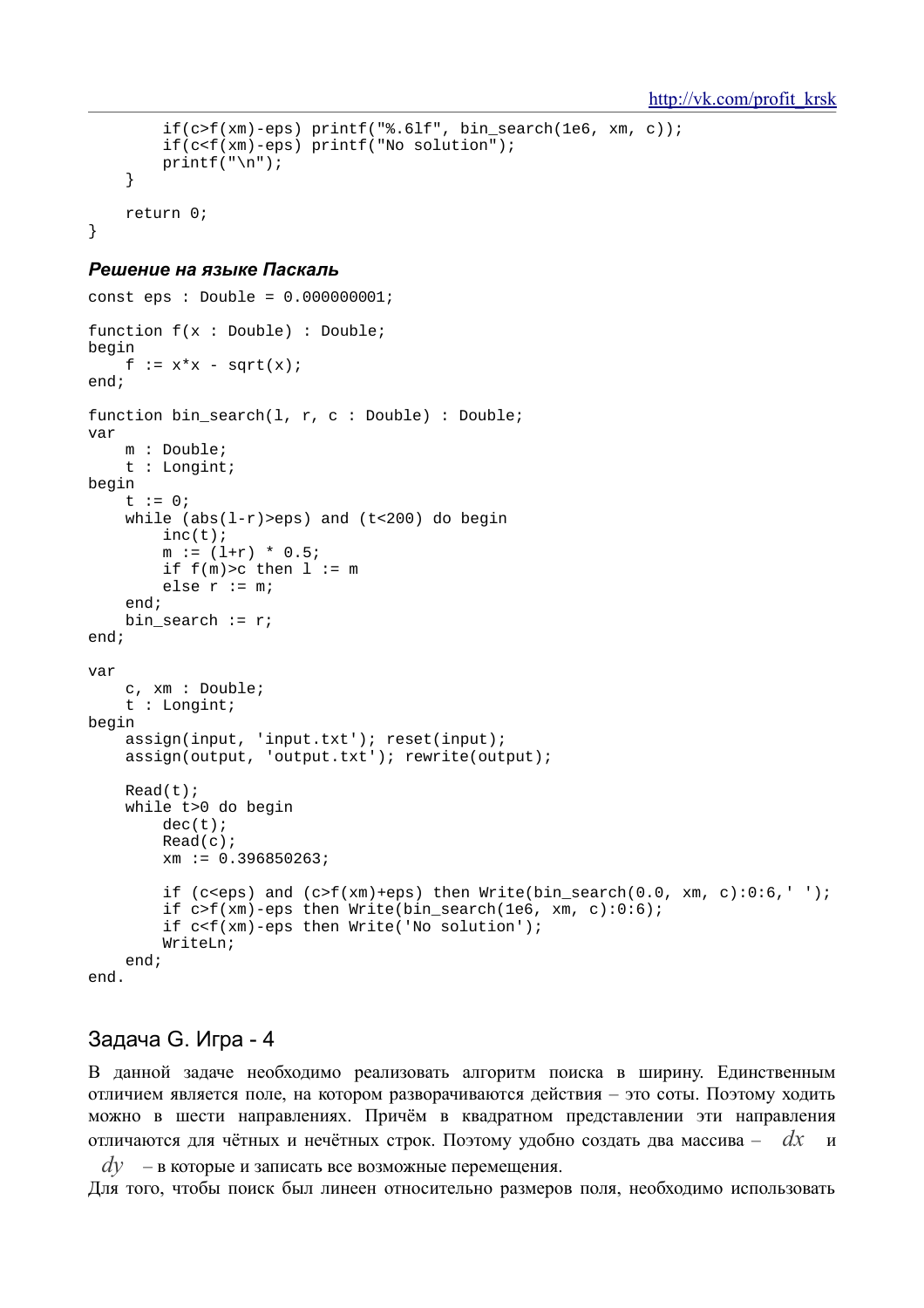```
        if(c>f(xm)-eps) printf("%.6lf", bin_search(1e6, xm, c));
        if(c<f(xm)-eps) printf("No solution");
        printf("\n");
    }

    return 0;
}
```

### *Решение на языке Паскаль*

```
const eps : Double = 0.000000001;

function f(x : Double) : Double;
begin
    f := x*x - sqrt(x);
end;

function bin_search(l, r, c : Double) : Double;
var
    m : Double;
    t : Longint;
begin
    t := 0;
    while (abs(l-r)>eps) and (t<200) do begin
        inc(t);
        m := (l+r) * 0.5;
        if f(m)>c then l := m
        else r := m;
    end;
    bin_search := r;
end;

var
    c, xm : Double;
    t : Longint;
begin
    assign(input, 'input.txt'); reset(input);
    assign(output, 'output.txt'); rewrite(output);

    Read(t);
    while t>0 do begin
        dec(t);
        Read(c);
        xm := 0.396850263;

        if (c<eps) and (c>f(xm)+eps) then Write(bin_search(0.0, xm, c):0:6,' ');
        if c>f(xm)-eps then Write(bin_search(1e6, xm, c):0:6);
        if c<f(xm)-eps then Write('No solution');
        WriteLn;
    end;
end.
```

## Задача G. Игра - 4

В данной задаче необходимо реализовать алгоритм поиска в ширину. Единственным отличием является поле, на котором разворачиваются действия – это соты. Поэтому ходить можно в шести направлениях. Причём в квадратном представлении эти направления отличаются для чётных и нечётных строк. Поэтому удобно создать два массива – $dx$ и $dy$ – в которые и записать все возможные перемещения.

Для того, чтобы поиск был линеен относительно размеров поля, необходимо использовать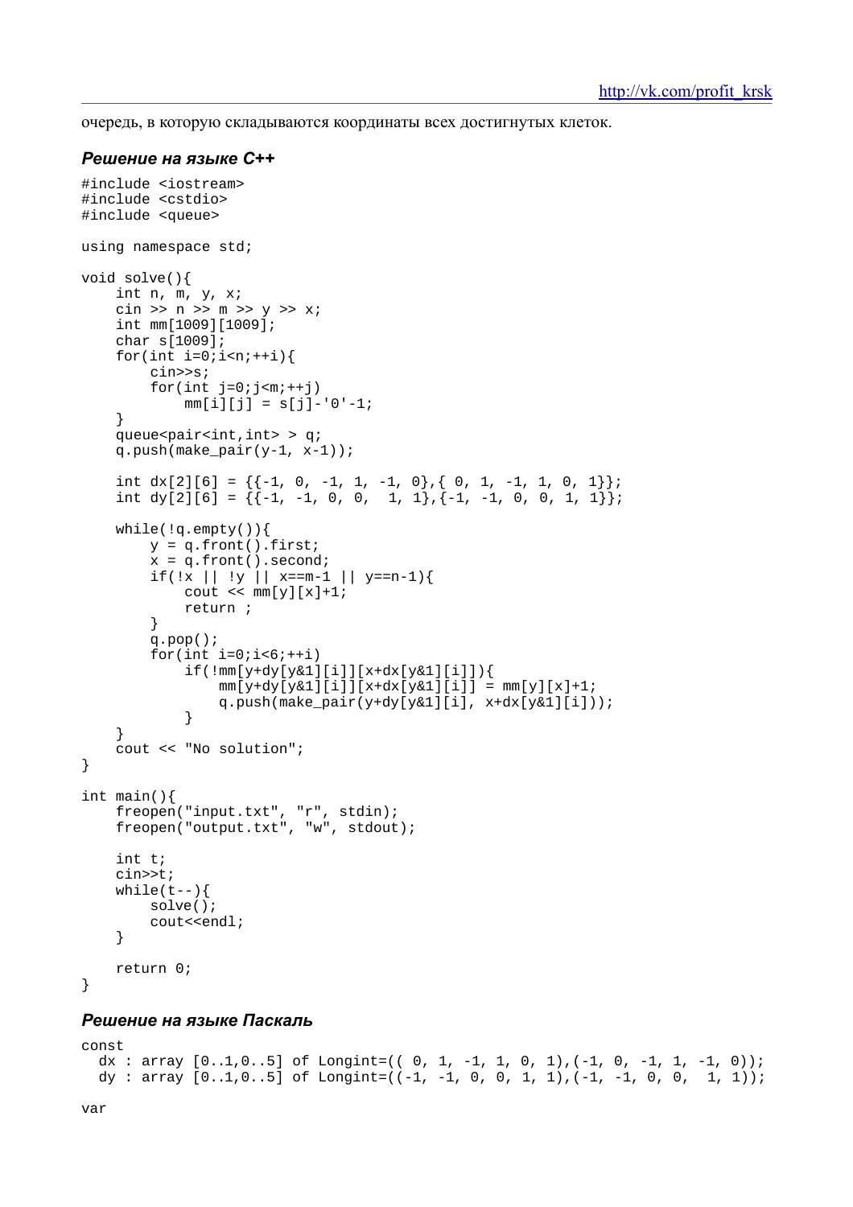очередь, в которую складываются координаты всех достигнутых клеток.

### *Решение на языке C++*

```
#include <iostream>
#include <cstdio>
#include <queue>

using namespace std;

void solve(){
    int n, m, y, x;
    cin >> n >> m >> y >> x;
    int mm[1009][1009];
    char s[1009];
    for(int i=0;i<n;++i){
        cin>>s;
        for(int j=0;j<m;++j)
            mm[i][j] = s[j]-'0'-1;
    }
    queue<pair<int,int> > q;
    q.push(make_pair(y-1, x-1));

    int dx[2][6] = {{-1, 0, -1, 1, -1, 0},{ 0, 1, -1, 1, 0, 1}};
    int dy[2][6] = {{-1, -1, 0, 0,  1, 1},{-1, -1, 0, 0, 1, 1}};

    while(!q.empty()){
        y = q.front().first;
        x = q.front().second;
        if(!x || !y || x==m-1 || y==n-1){
            cout << mm[y][x]+1;
            return ;
        }
        q.pop();
        for(int i=0;i<6;++i)
            if(!mm[y+dy[y&1][i]][x+dx[y&1][i]]){
                mm[y+dy[y&1][i]][x+dx[y&1][i]] = mm[y][x]+1;
                q.push(make_pair(y+dy[y&1][i], x+dx[y&1][i]));
            }
    }
    cout << "No solution";
}

int main(){
    freopen("input.txt", "r", stdin);
    freopen("output.txt", "w", stdout);

    int t;
    cin>>t;
    while(t--){
        solve();
        cout<<endl;
    }

    return 0;
}
```

### *Решение на языке Паскаль*

```
const
  dx : array [0..1,0..5] of Longint=(( 0, 1, -1, 1, 0, 1),(-1, 0, -1, 1, -1, 0));
  dy : array [0..1,0..5] of Longint=((-1, -1, 0, 0, 1, 1),(-1, -1, 0, 0,  1, 1));

var
```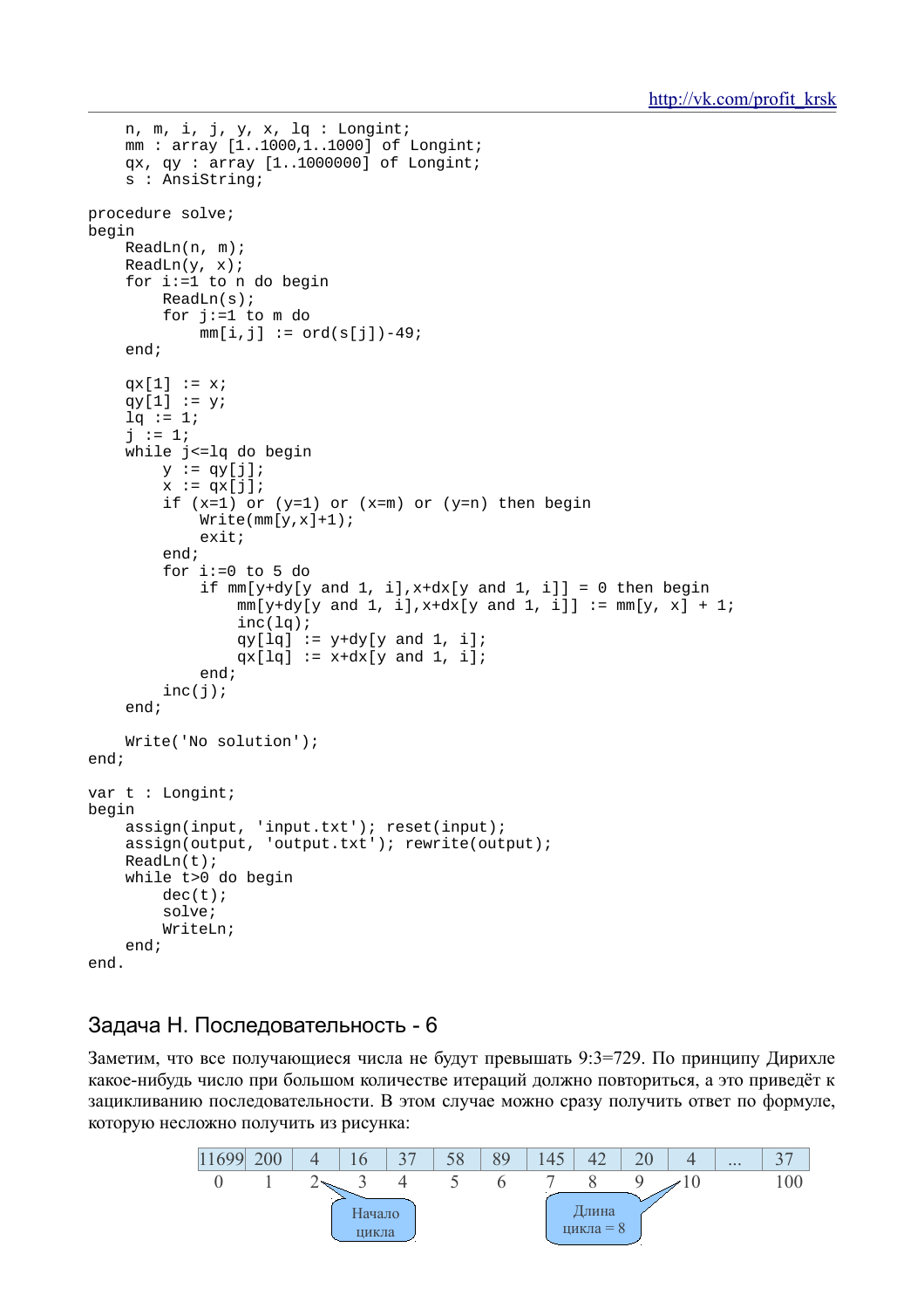```
    n, m, i, j, y, x, lq : Longint;
    mm : array [1..1000,1..1000] of Longint;
    qx, qy : array [1..1000000] of Longint;
    s : AnsiString;

procedure solve;
begin
    ReadLn(n, m);
    ReadLn(y, x);
    for i:=1 to n do begin
        ReadLn(s);
        for j:=1 to m do
            mm[i,j] := ord(s[j])-49;
    end;

    qx[1] := x;
    qy[1] := y;
    lq := 1;
    j := 1;
    while j<=lq do begin
        y := qy[j];
        x := qx[j];
        if (x=1) or (y=1) or (x=m) or (y=n) then begin
            Write(mm[y,x]+1);
            exit;
        end;
        for i:=0 to 5 do
            if mm[y+dy[y and 1, i],x+dx[y and 1, i]] = 0 then begin
                mm[y+dy[y and 1, i],x+dx[y and 1, i]] := mm[y, x] + 1;
                inc(lq);
                qy[lq] := y+dy[y and 1, i];
                qx[lq] := x+dx[y and 1, i];
            end;
        inc(j);
    end;

    Write('No solution');
end;

var t : Longint;
begin
    assign(input, 'input.txt'); reset(input);
    assign(output, 'output.txt'); rewrite(output);
    ReadLn(t);
    while t>0 do begin
        dec(t);
        solve;
        WriteLn;
    end;
end.
```

## Задача H. Последовательность - 6

Заметим, что все получающиеся числа не будут превышать 9:3=729. По принципу Дирихле какое-нибудь число при большом количестве итераций должно повториться, а это приведёт к зацикливанию последовательности. В этом случае можно сразу получить ответ по формуле, которую несложно получить из рисунка:

| 11699 | 200 | 4 | 16 | 37 | 58 | 89 | 145 | 42 | 20 | 4 | ... | 37 |
|---|---|---|---|---|---|---|---|---|---|---|---|---|
| 0 | 1 | 2 | 3 | 4 | 5 | 6 | 7 | 8 | 9 | 10 | | 100 |

Начало цикла — 2; Длина цикла = 8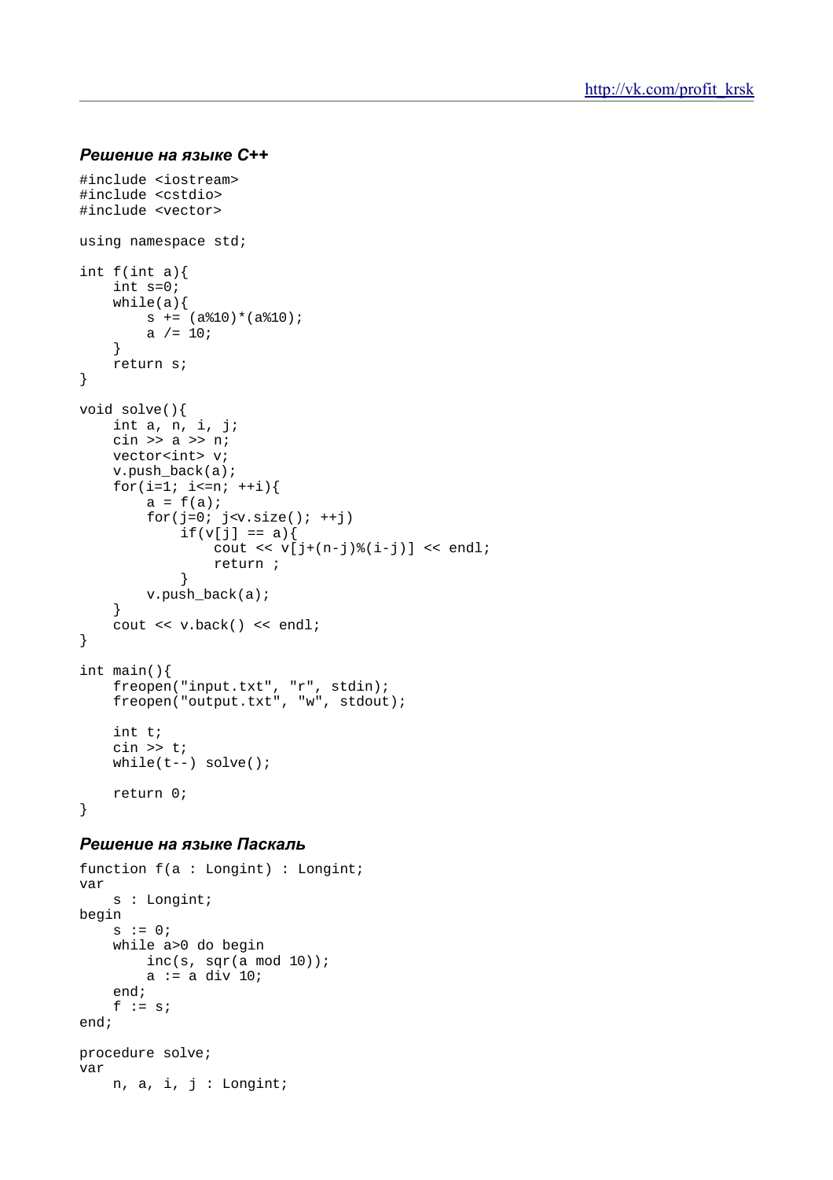### *Решение на языке C++*

```
#include <iostream>
#include <cstdio>
#include <vector>

using namespace std;

int f(int a){
    int s=0;
    while(a){
        s += (a%10)*(a%10);
        a /= 10;
    }
    return s;
}

void solve(){
    int a, n, i, j;
    cin >> a >> n;
    vector<int> v;
    v.push_back(a);
    for(i=1; i<=n; ++i){
        a = f(a);
        for(j=0; j<v.size(); ++j)
            if(v[j] == a){
                cout << v[j+(n-j)%(i-j)] << endl;
                return ;
            }
        v.push_back(a);
    }
    cout << v.back() << endl;
}

int main(){
    freopen("input.txt", "r", stdin);
    freopen("output.txt", "w", stdout);

    int t;
    cin >> t;
    while(t--) solve();

    return 0;
}
```

### *Решение на языке Паскаль*

```
function f(a : Longint) : Longint;
var
    s : Longint;
begin
    s := 0;
    while a>0 do begin
        inc(s, sqr(a mod 10));
        a := a div 10;
    end;
    f := s;
end;

procedure solve;
var
    n, a, i, j : Longint;
```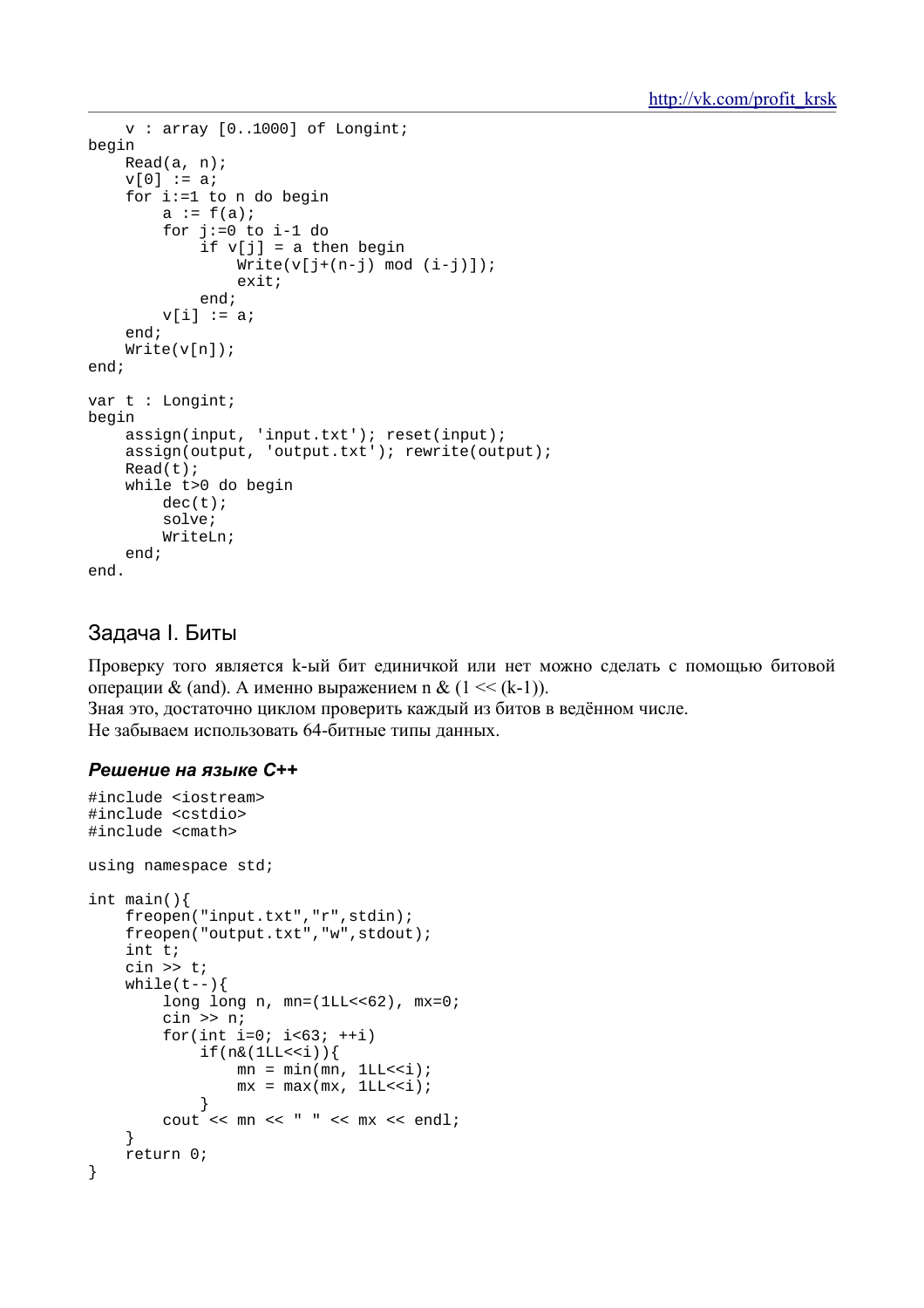```
    v : array [0..1000] of Longint;
begin
    Read(a, n);
    v[0] := a;
    for i:=1 to n do begin
        a := f(a);
        for j:=0 to i-1 do
            if v[j] = a then begin
                Write(v[j+(n-j) mod (i-j)]);
                exit;
            end;
        v[i] := a;
    end;
    Write(v[n]);
end;

var t : Longint;
begin
    assign(input, 'input.txt'); reset(input);
    assign(output, 'output.txt'); rewrite(output);
    Read(t);
    while t>0 do begin
        dec(t);
        solve;
        WriteLn;
    end;
end.
```

## Задача I. Биты

Проверку того является k-ый бит единичкой или нет можно сделать с помощью битовой операции & (and). А именно выражением n & (1 << (k-1)).
Зная это, достаточно циклом проверить каждый из битов в ведённом числе.
Не забываем использовать 64-битные типы данных.

### *Решение на языке C++*

```
#include <iostream>
#include <cstdio>
#include <cmath>

using namespace std;

int main(){
    freopen("input.txt","r",stdin);
    freopen("output.txt","w",stdout);
    int t;
    cin >> t;
    while(t--){
        long long n, mn=(1LL<<62), mx=0;
        cin >> n;
        for(int i=0; i<63; ++i)
            if(n&(1LL<<i)){
                mn = min(mn, 1LL<<i);
                mx = max(mx, 1LL<<i);
            }
        cout << mn << " " << mx << endl;
    }
    return 0;
}
```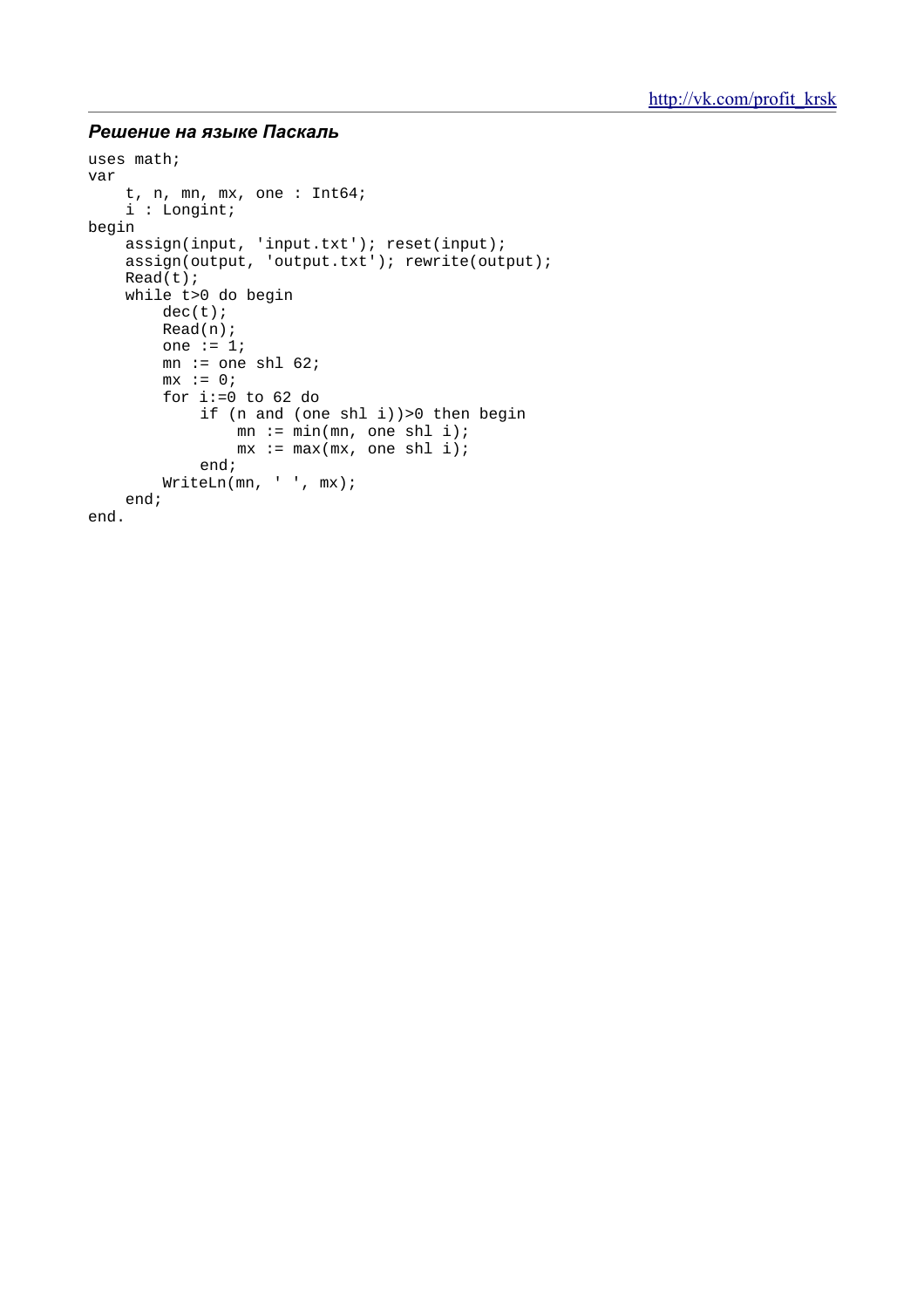### *Решение на языке Паскаль*

```
uses math;
var
    t, n, mn, mx, one : Int64;
    i : Longint;
begin
    assign(input, 'input.txt'); reset(input);
    assign(output, 'output.txt'); rewrite(output);
    Read(t);
    while t>0 do begin
        dec(t);
        Read(n);
        one := 1;
        mn := one shl 62;
        mx := 0;
        for i:=0 to 62 do
            if (n and (one shl i))>0 then begin
                mn := min(mn, one shl i);
                mx := max(mx, one shl i);
            end;
        WriteLn(mn, ' ', mx);
    end;
end.
```